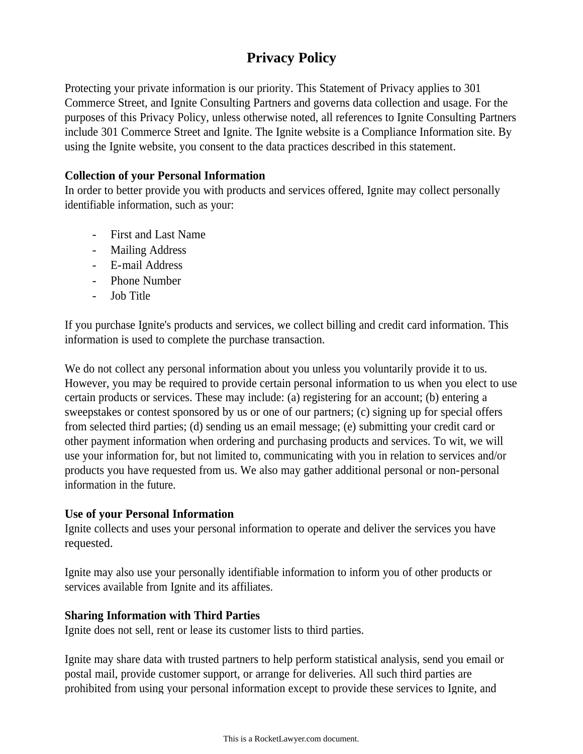# Privacy Policy

Protecting your private information is our priority. This Statement of Privacy applies to 301 Commerce Street, and Ignite Consulting Partners and governs data collection and usage. For the purposes of this Privacy Policy, unless otherwise noted, all references to Ignite Consulting Partners include 301 Commerce Street and Ignite. The Ignite website is a Compliance Information site. By using the Ignite website, you consent to the data practices described in this statement.

**Collection of your Personal Information**
In order to better provide you with products and services offered, Ignite may collect personally identifiable information, such as your:

- First and Last Name
- Mailing Address
- E-mail Address
- Phone Number
- Job Title

If you purchase Ignite's products and services, we collect billing and credit card information. This information is used to complete the purchase transaction.

We do not collect any personal information about you unless you voluntarily provide it to us. However, you may be required to provide certain personal information to us when you elect to use certain products or services. These may include: (a) registering for an account; (b) entering a sweepstakes or contest sponsored by us or one of our partners; (c) signing up for special offers from selected third parties; (d) sending us an email message; (e) submitting your credit card or other payment information when ordering and purchasing products and services. To wit, we will use your information for, but not limited to, communicating with you in relation to services and/or products you have requested from us. We also may gather additional personal or non-personal information in the future.

**Use of your Personal Information**
Ignite collects and uses your personal information to operate and deliver the services you have requested.

Ignite may also use your personally identifiable information to inform you of other products or services available from Ignite and its affiliates.

**Sharing Information with Third Parties**
Ignite does not sell, rent or lease its customer lists to third parties.

Ignite may share data with trusted partners to help perform statistical analysis, send you email or postal mail, provide customer support, or arrange for deliveries. All such third parties are prohibited from using your personal information except to provide these services to Ignite, and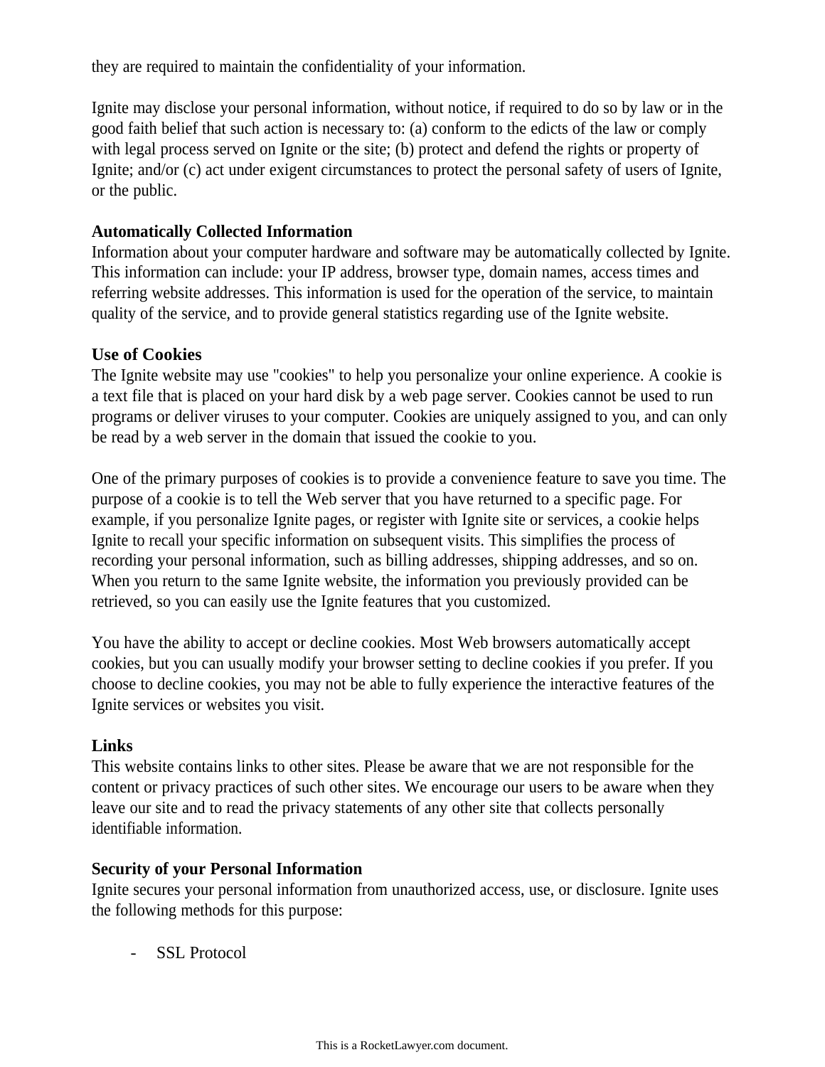they are required to maintain the confidentiality of your information.

Ignite may disclose your personal information, without notice, if required to do so by law or in the good faith belief that such action is necessary to: (a) conform to the edicts of the law or comply with legal process served on Ignite or the site; (b) protect and defend the rights or property of Ignite; and/or (c) act under exigent circumstances to protect the personal safety of users of Ignite, or the public.

**Automatically Collected Information**
Information about your computer hardware and software may be automatically collected by Ignite. This information can include: your IP address, browser type, domain names, access times and referring website addresses. This information is used for the operation of the service, to maintain quality of the service, and to provide general statistics regarding use of the Ignite website.

**Use of Cookies**
The Ignite website may use "cookies" to help you personalize your online experience. A cookie is a text file that is placed on your hard disk by a web page server. Cookies cannot be used to run programs or deliver viruses to your computer. Cookies are uniquely assigned to you, and can only be read by a web server in the domain that issued the cookie to you.

One of the primary purposes of cookies is to provide a convenience feature to save you time. The purpose of a cookie is to tell the Web server that you have returned to a specific page. For example, if you personalize Ignite pages, or register with Ignite site or services, a cookie helps Ignite to recall your specific information on subsequent visits. This simplifies the process of recording your personal information, such as billing addresses, shipping addresses, and so on. When you return to the same Ignite website, the information you previously provided can be retrieved, so you can easily use the Ignite features that you customized.

You have the ability to accept or decline cookies. Most Web browsers automatically accept cookies, but you can usually modify your browser setting to decline cookies if you prefer. If you choose to decline cookies, you may not be able to fully experience the interactive features of the Ignite services or websites you visit.

**Links**
This website contains links to other sites. Please be aware that we are not responsible for the content or privacy practices of such other sites. We encourage our users to be aware when they leave our site and to read the privacy statements of any other site that collects personally identifiable information.

**Security of your Personal Information**
Ignite secures your personal information from unauthorized access, use, or disclosure. Ignite uses the following methods for this purpose:

- SSL Protocol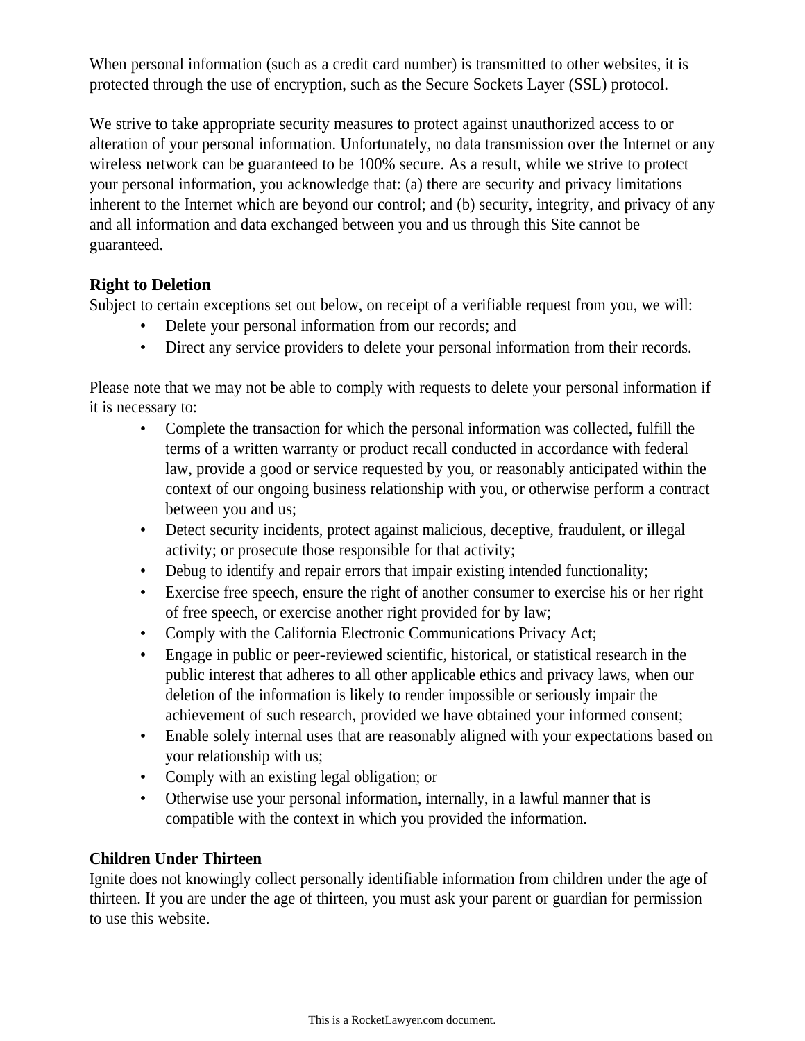When personal information (such as a credit card number) is transmitted to other websites, it is protected through the use of encryption, such as the Secure Sockets Layer (SSL) protocol.

We strive to take appropriate security measures to protect against unauthorized access to or alteration of your personal information. Unfortunately, no data transmission over the Internet or any wireless network can be guaranteed to be 100% secure. As a result, while we strive to protect your personal information, you acknowledge that: (a) there are security and privacy limitations inherent to the Internet which are beyond our control; and (b) security, integrity, and privacy of any and all information and data exchanged between you and us through this Site cannot be guaranteed.

**Right to Deletion**

Subject to certain exceptions set out below, on receipt of a verifiable request from you, we will:

- Delete your personal information from our records; and
- Direct any service providers to delete your personal information from their records.

Please note that we may not be able to comply with requests to delete your personal information if it is necessary to:

- Complete the transaction for which the personal information was collected, fulfill the terms of a written warranty or product recall conducted in accordance with federal law, provide a good or service requested by you, or reasonably anticipated within the context of our ongoing business relationship with you, or otherwise perform a contract between you and us;
- Detect security incidents, protect against malicious, deceptive, fraudulent, or illegal activity; or prosecute those responsible for that activity;
- Debug to identify and repair errors that impair existing intended functionality;
- Exercise free speech, ensure the right of another consumer to exercise his or her right of free speech, or exercise another right provided for by law;
- Comply with the California Electronic Communications Privacy Act;
- Engage in public or peer-reviewed scientific, historical, or statistical research in the public interest that adheres to all other applicable ethics and privacy laws, when our deletion of the information is likely to render impossible or seriously impair the achievement of such research, provided we have obtained your informed consent;
- Enable solely internal uses that are reasonably aligned with your expectations based on your relationship with us;
- Comply with an existing legal obligation; or
- Otherwise use your personal information, internally, in a lawful manner that is compatible with the context in which you provided the information.

**Children Under Thirteen**

Ignite does not knowingly collect personally identifiable information from children under the age of thirteen. If you are under the age of thirteen, you must ask your parent or guardian for permission to use this website.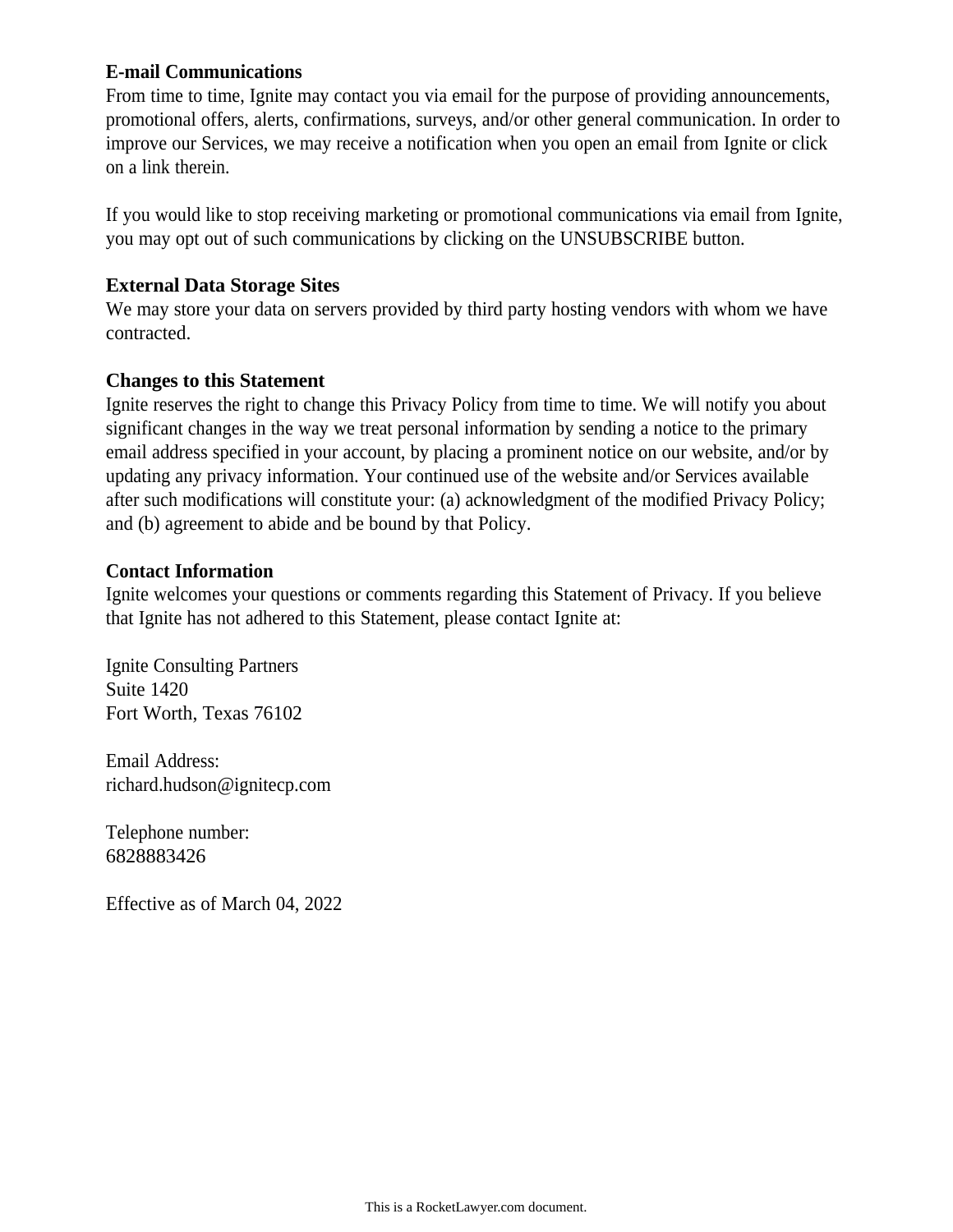**E-mail Communications**
From time to time, Ignite may contact you via email for the purpose of providing announcements, promotional offers, alerts, confirmations, surveys, and/or other general communication. In order to improve our Services, we may receive a notification when you open an email from Ignite or click on a link therein.

If you would like to stop receiving marketing or promotional communications via email from Ignite, you may opt out of such communications by clicking on the UNSUBSCRIBE button.

**External Data Storage Sites**
We may store your data on servers provided by third party hosting vendors with whom we have contracted.

**Changes to this Statement**
Ignite reserves the right to change this Privacy Policy from time to time. We will notify you about significant changes in the way we treat personal information by sending a notice to the primary email address specified in your account, by placing a prominent notice on our website, and/or by updating any privacy information. Your continued use of the website and/or Services available after such modifications will constitute your: (a) acknowledgment of the modified Privacy Policy; and (b) agreement to abide and be bound by that Policy.

**Contact Information**
Ignite welcomes your questions or comments regarding this Statement of Privacy. If you believe that Ignite has not adhered to this Statement, please contact Ignite at:

Ignite Consulting Partners
Suite 1420
Fort Worth, Texas 76102

Email Address:
richard.hudson@ignitecp.com

Telephone number:
6828883426

Effective as of March 04, 2022